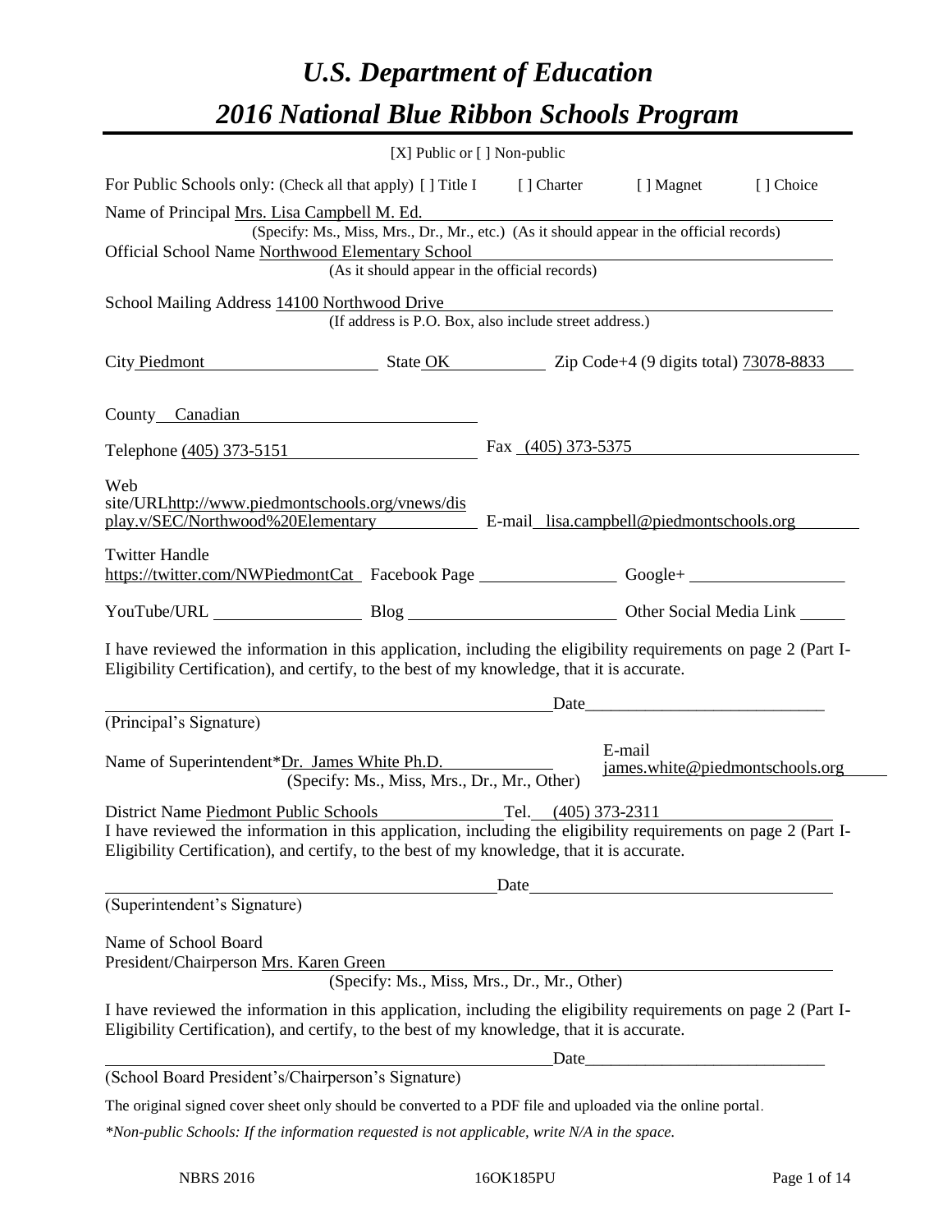# *U.S. Department of Education*

# *2016 National Blue Ribbon Schools Program*

[X] Public or [ ] Non-public

For Public Schools only: (Check all that apply) [ ] Title I [ ] Charter [ ] Magnet [ ] Choice

Name of Principal Mrs. Lisa Campbell M. Ed.
(Specify: Ms., Miss, Mrs., Dr., Mr., etc.) (As it should appear in the official records)

Official School Name Northwood Elementary School
(As it should appear in the official records)

School Mailing Address 14100 Northwood Drive
(If address is P.O. Box, also include street address.)

City Piedmont State OK Zip Code+4 (9 digits total) 73078-8833

County Canadian

Telephone (405) 373-5151 Fax (405) 373-5375

Web site/URL http://www.piedmontschools.org/vnews/display.v/SEC/Northwood%20Elementary E-mail lisa.campbell@piedmontschools.org

Twitter Handle https://twitter.com/NWPiedmontCat Facebook Page ____________ Google+ ____________

YouTube/URL ____________ Blog ____________ Other Social Media Link ______

I have reviewed the information in this application, including the eligibility requirements on page 2 (Part I-Eligibility Certification), and certify, to the best of my knowledge, that it is accurate.

_______________________________________ Date_______________________

(Principal's Signature)

Name of Superintendent\*Dr. James White Ph.D.
(Specify: Ms., Miss, Mrs., Dr., Mr., Other)
E-mail james.white@piedmontschools.org

District Name Piedmont Public Schools Tel. (405) 373-2311

I have reviewed the information in this application, including the eligibility requirements on page 2 (Part I-Eligibility Certification), and certify, to the best of my knowledge, that it is accurate.

_______________________________________ Date_______________________

(Superintendent's Signature)

Name of School Board President/Chairperson Mrs. Karen Green
(Specify: Ms., Miss, Mrs., Dr., Mr., Other)

I have reviewed the information in this application, including the eligibility requirements on page 2 (Part I-Eligibility Certification), and certify, to the best of my knowledge, that it is accurate.

_______________________________________ Date_______________________

(School Board President's/Chairperson's Signature)

The original signed cover sheet only should be converted to a PDF file and uploaded via the online portal.

*\*Non-public Schools: If the information requested is not applicable, write N/A in the space.*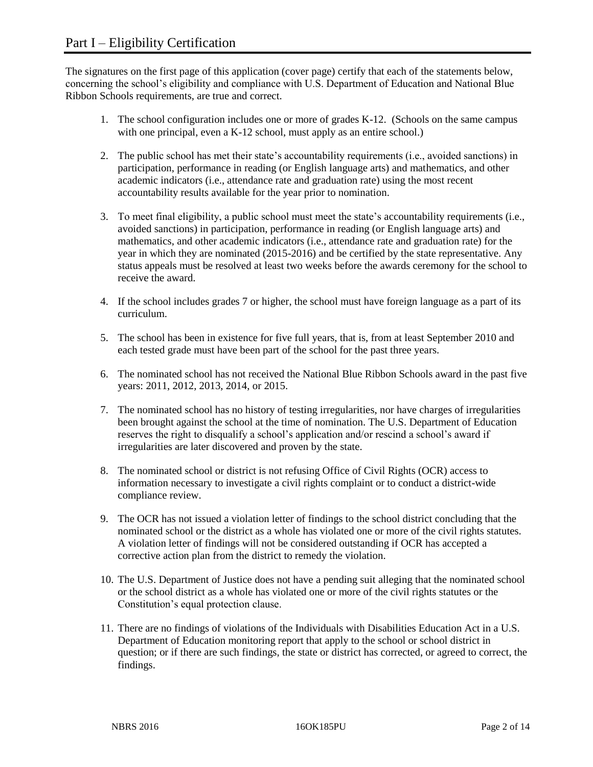# Part I – Eligibility Certification

The signatures on the first page of this application (cover page) certify that each of the statements below, concerning the school's eligibility and compliance with U.S. Department of Education and National Blue Ribbon Schools requirements, are true and correct.

1. The school configuration includes one or more of grades K-12. (Schools on the same campus with one principal, even a K-12 school, must apply as an entire school.)

2. The public school has met their state's accountability requirements (i.e., avoided sanctions) in participation, performance in reading (or English language arts) and mathematics, and other academic indicators (i.e., attendance rate and graduation rate) using the most recent accountability results available for the year prior to nomination.

3. To meet final eligibility, a public school must meet the state's accountability requirements (i.e., avoided sanctions) in participation, performance in reading (or English language arts) and mathematics, and other academic indicators (i.e., attendance rate and graduation rate) for the year in which they are nominated (2015-2016) and be certified by the state representative. Any status appeals must be resolved at least two weeks before the awards ceremony for the school to receive the award.

4. If the school includes grades 7 or higher, the school must have foreign language as a part of its curriculum.

5. The school has been in existence for five full years, that is, from at least September 2010 and each tested grade must have been part of the school for the past three years.

6. The nominated school has not received the National Blue Ribbon Schools award in the past five years: 2011, 2012, 2013, 2014, or 2015.

7. The nominated school has no history of testing irregularities, nor have charges of irregularities been brought against the school at the time of nomination. The U.S. Department of Education reserves the right to disqualify a school's application and/or rescind a school's award if irregularities are later discovered and proven by the state.

8. The nominated school or district is not refusing Office of Civil Rights (OCR) access to information necessary to investigate a civil rights complaint or to conduct a district-wide compliance review.

9. The OCR has not issued a violation letter of findings to the school district concluding that the nominated school or the district as a whole has violated one or more of the civil rights statutes. A violation letter of findings will not be considered outstanding if OCR has accepted a corrective action plan from the district to remedy the violation.

10. The U.S. Department of Justice does not have a pending suit alleging that the nominated school or the school district as a whole has violated one or more of the civil rights statutes or the Constitution's equal protection clause.

11. There are no findings of violations of the Individuals with Disabilities Education Act in a U.S. Department of Education monitoring report that apply to the school or school district in question; or if there are such findings, the state or district has corrected, or agreed to correct, the findings.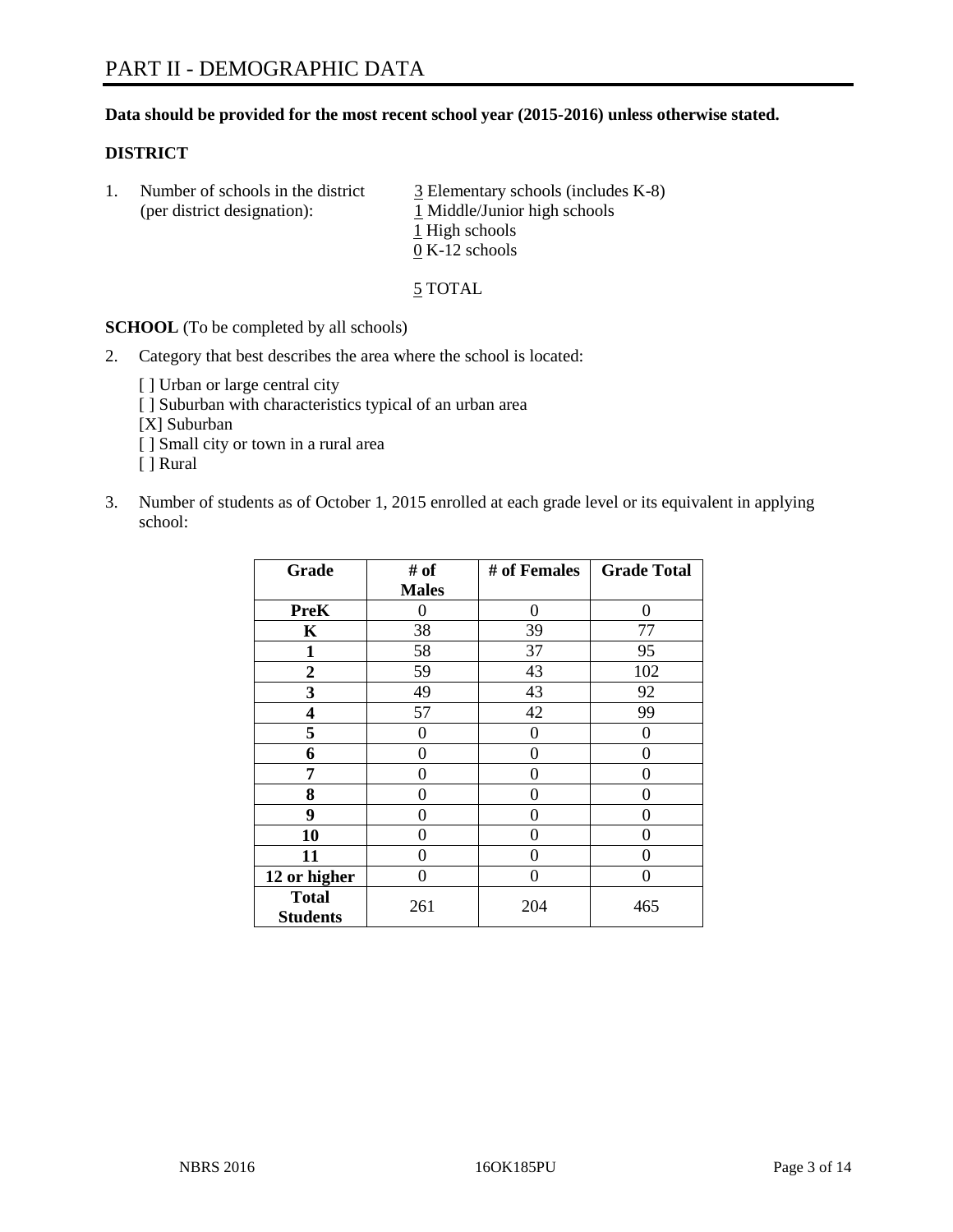# PART II - DEMOGRAPHIC DATA

**Data should be provided for the most recent school year (2015-2016) unless otherwise stated.**

## DISTRICT

1. Number of schools in the district (per district designation):
   3 Elementary schools (includes K-8)
   1 Middle/Junior high schools
   1 High schools
   0 K-12 schools

   5 TOTAL

**SCHOOL** (To be completed by all schools)

2. Category that best describes the area where the school is located:

   [ ] Urban or large central city
   [ ] Suburban with characteristics typical of an urban area
   [X] Suburban
   [ ] Small city or town in a rural area
   [ ] Rural

3. Number of students as of October 1, 2015 enrolled at each grade level or its equivalent in applying school:

| Grade | # of Males | # of Females | Grade Total |
|---|---|---|---|
| **PreK** | 0 | 0 | 0 |
| **K** | 38 | 39 | 77 |
| **1** | 58 | 37 | 95 |
| **2** | 59 | 43 | 102 |
| **3** | 49 | 43 | 92 |
| **4** | 57 | 42 | 99 |
| **5** | 0 | 0 | 0 |
| **6** | 0 | 0 | 0 |
| **7** | 0 | 0 | 0 |
| **8** | 0 | 0 | 0 |
| **9** | 0 | 0 | 0 |
| **10** | 0 | 0 | 0 |
| **11** | 0 | 0 | 0 |
| **12 or higher** | 0 | 0 | 0 |
| **Total Students** | 261 | 204 | 465 |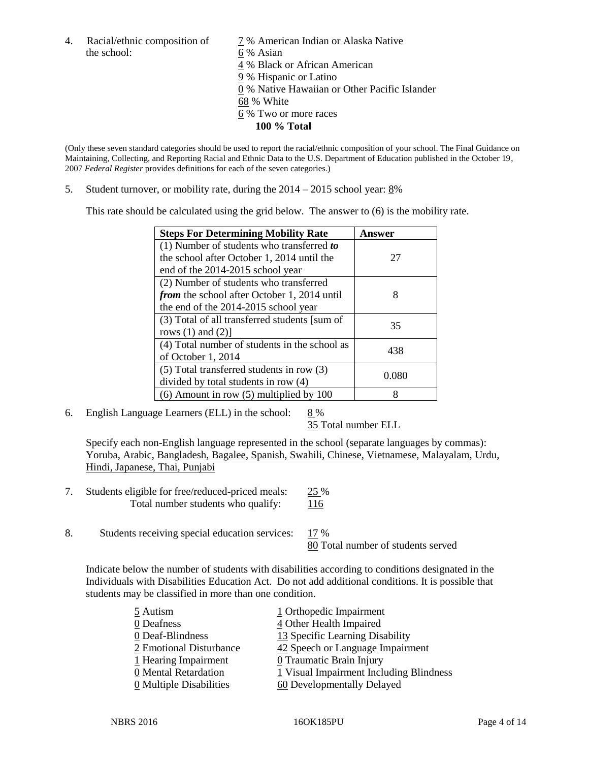4. Racial/ethnic composition of the school:

   7 % American Indian or Alaska Native
   6 % Asian
   4 % Black or African American
   9 % Hispanic or Latino
   0 % Native Hawaiian or Other Pacific Islander
   68 % White
   6 % Two or more races
   **100 % Total**

(Only these seven standard categories should be used to report the racial/ethnic composition of your school. The Final Guidance on Maintaining, Collecting, and Reporting Racial and Ethnic Data to the U.S. Department of Education published in the October 19, 2007 *Federal Register* provides definitions for each of the seven categories.)

5. Student turnover, or mobility rate, during the 2014 – 2015 school year: 8%

   This rate should be calculated using the grid below. The answer to (6) is the mobility rate.

| **Steps For Determining Mobility Rate** | **Answer** |
|---|---|
| (1) Number of students who transferred ***to*** the school after October 1, 2014 until the end of the 2014-2015 school year | 27 |
| (2) Number of students who transferred ***from*** the school after October 1, 2014 until the end of the 2014-2015 school year | 8 |
| (3) Total of all transferred students [sum of rows (1) and (2)] | 35 |
| (4) Total number of students in the school as of October 1, 2014 | 438 |
| (5) Total transferred students in row (3) divided by total students in row (4) | 0.080 |
| (6) Amount in row (5) multiplied by 100 | 8 |

6. English Language Learners (ELL) in the school: 8 %
   35 Total number ELL

   Specify each non-English language represented in the school (separate languages by commas): Yoruba, Arabic, Bangladesh, Bagalee, Spanish, Swahili, Chinese, Vietnamese, Malayalam, Urdu, Hindi, Japanese, Thai, Punjabi

7. Students eligible for free/reduced-priced meals: 25 %
   Total number students who qualify: 116

8. Students receiving special education services: 17 %
   80 Total number of students served

   Indicate below the number of students with disabilities according to conditions designated in the Individuals with Disabilities Education Act. Do not add additional conditions. It is possible that students may be classified in more than one condition.

   5 Autism
   0 Deafness
   0 Deaf-Blindness
   2 Emotional Disturbance
   1 Hearing Impairment
   0 Mental Retardation
   0 Multiple Disabilities
   1 Orthopedic Impairment
   4 Other Health Impaired
   13 Specific Learning Disability
   42 Speech or Language Impairment
   0 Traumatic Brain Injury
   1 Visual Impairment Including Blindness
   60 Developmentally Delayed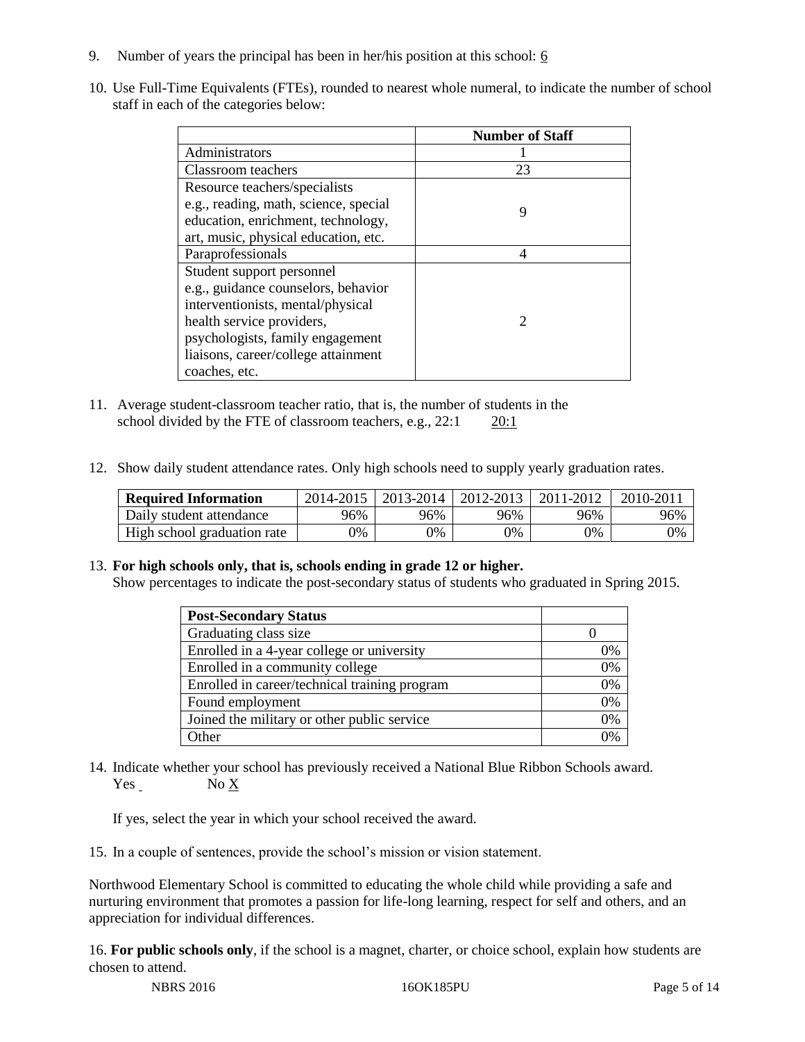9. Number of years the principal has been in her/his position at this school: 6

10. Use Full-Time Equivalents (FTEs), rounded to nearest whole numeral, to indicate the number of school staff in each of the categories below:

| | Number of Staff |
|---|---|
| Administrators | 1 |
| Classroom teachers | 23 |
| Resource teachers/specialists e.g., reading, math, science, special education, enrichment, technology, art, music, physical education, etc. | 9 |
| Paraprofessionals | 4 |
| Student support personnel e.g., guidance counselors, behavior interventionists, mental/physical health service providers, psychologists, family engagement liaisons, career/college attainment coaches, etc. | 2 |

11. Average student-classroom teacher ratio, that is, the number of students in the school divided by the FTE of classroom teachers, e.g., 22:1 20:1

12. Show daily student attendance rates. Only high schools need to supply yearly graduation rates.

| Required Information | 2014-2015 | 2013-2014 | 2012-2013 | 2011-2012 | 2010-2011 |
|---|---|---|---|---|---|
| Daily student attendance | 96% | 96% | 96% | 96% | 96% |
| High school graduation rate | 0% | 0% | 0% | 0% | 0% |

13. **For high schools only, that is, schools ending in grade 12 or higher.**
Show percentages to indicate the post-secondary status of students who graduated in Spring 2015.

| Post-Secondary Status | |
|---|---|
| Graduating class size | 0 |
| Enrolled in a 4-year college or university | 0% |
| Enrolled in a community college | 0% |
| Enrolled in career/technical training program | 0% |
| Found employment | 0% |
| Joined the military or other public service | 0% |
| Other | 0% |

14. Indicate whether your school has previously received a National Blue Ribbon Schools award.
Yes ___ No X

If yes, select the year in which your school received the award.

15. In a couple of sentences, provide the school's mission or vision statement.

Northwood Elementary School is committed to educating the whole child while providing a safe and nurturing environment that promotes a passion for life-long learning, respect for self and others, and an appreciation for individual differences.

16. **For public schools only**, if the school is a magnet, charter, or choice school, explain how students are chosen to attend.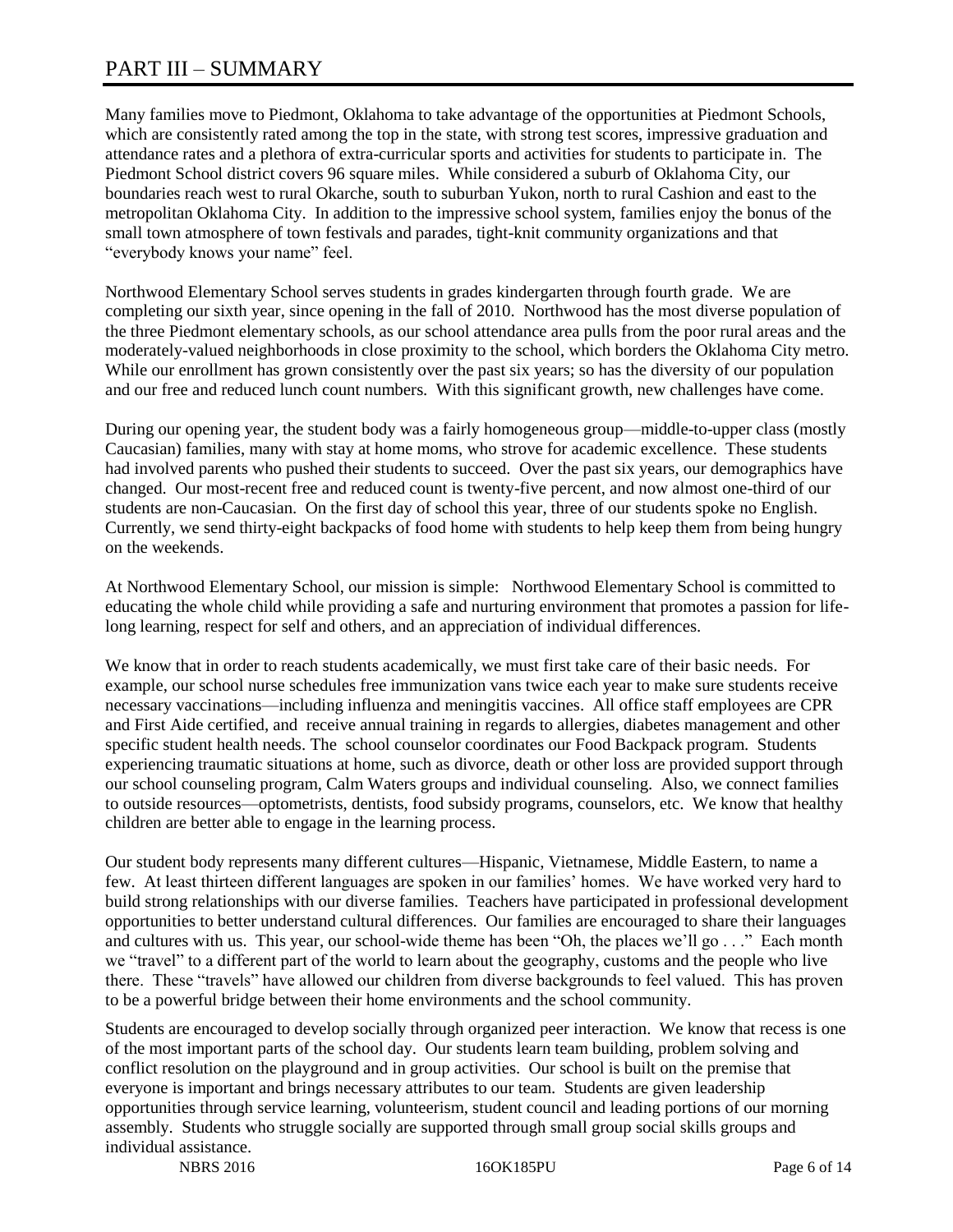# PART III – SUMMARY

Many families move to Piedmont, Oklahoma to take advantage of the opportunities at Piedmont Schools, which are consistently rated among the top in the state, with strong test scores, impressive graduation and attendance rates and a plethora of extra-curricular sports and activities for students to participate in. The Piedmont School district covers 96 square miles. While considered a suburb of Oklahoma City, our boundaries reach west to rural Okarche, south to suburban Yukon, north to rural Cashion and east to the metropolitan Oklahoma City. In addition to the impressive school system, families enjoy the bonus of the small town atmosphere of town festivals and parades, tight-knit community organizations and that "everybody knows your name" feel.

Northwood Elementary School serves students in grades kindergarten through fourth grade. We are completing our sixth year, since opening in the fall of 2010. Northwood has the most diverse population of the three Piedmont elementary schools, as our school attendance area pulls from the poor rural areas and the moderately-valued neighborhoods in close proximity to the school, which borders the Oklahoma City metro. While our enrollment has grown consistently over the past six years; so has the diversity of our population and our free and reduced lunch count numbers. With this significant growth, new challenges have come.

During our opening year, the student body was a fairly homogeneous group—middle-to-upper class (mostly Caucasian) families, many with stay at home moms, who strove for academic excellence. These students had involved parents who pushed their students to succeed. Over the past six years, our demographics have changed. Our most-recent free and reduced count is twenty-five percent, and now almost one-third of our students are non-Caucasian. On the first day of school this year, three of our students spoke no English. Currently, we send thirty-eight backpacks of food home with students to help keep them from being hungry on the weekends.

At Northwood Elementary School, our mission is simple: Northwood Elementary School is committed to educating the whole child while providing a safe and nurturing environment that promotes a passion for life-long learning, respect for self and others, and an appreciation of individual differences.

We know that in order to reach students academically, we must first take care of their basic needs. For example, our school nurse schedules free immunization vans twice each year to make sure students receive necessary vaccinations—including influenza and meningitis vaccines. All office staff employees are CPR and First Aide certified, and receive annual training in regards to allergies, diabetes management and other specific student health needs. The school counselor coordinates our Food Backpack program. Students experiencing traumatic situations at home, such as divorce, death or other loss are provided support through our school counseling program, Calm Waters groups and individual counseling. Also, we connect families to outside resources—optometrists, dentists, food subsidy programs, counselors, etc. We know that healthy children are better able to engage in the learning process.

Our student body represents many different cultures—Hispanic, Vietnamese, Middle Eastern, to name a few. At least thirteen different languages are spoken in our families' homes. We have worked very hard to build strong relationships with our diverse families. Teachers have participated in professional development opportunities to better understand cultural differences. Our families are encouraged to share their languages and cultures with us. This year, our school-wide theme has been "Oh, the places we'll go . . ." Each month we "travel" to a different part of the world to learn about the geography, customs and the people who live there. These "travels" have allowed our children from diverse backgrounds to feel valued. This has proven to be a powerful bridge between their home environments and the school community.

Students are encouraged to develop socially through organized peer interaction. We know that recess is one of the most important parts of the school day. Our students learn team building, problem solving and conflict resolution on the playground and in group activities. Our school is built on the premise that everyone is important and brings necessary attributes to our team. Students are given leadership opportunities through service learning, volunteerism, student council and leading portions of our morning assembly. Students who struggle socially are supported through small group social skills groups and individual assistance.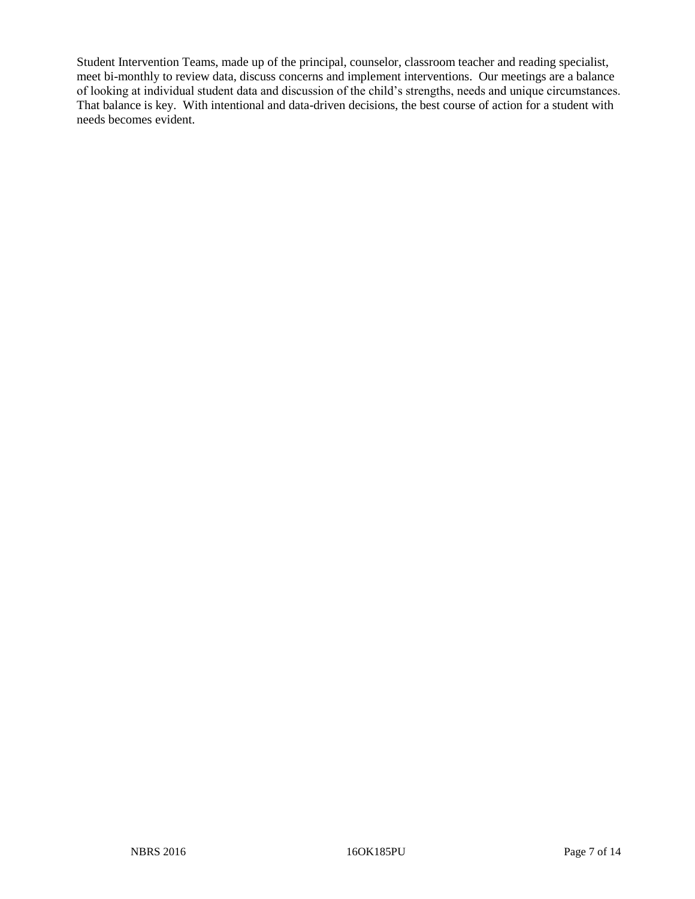Student Intervention Teams, made up of the principal, counselor, classroom teacher and reading specialist, meet bi-monthly to review data, discuss concerns and implement interventions. Our meetings are a balance of looking at individual student data and discussion of the child's strengths, needs and unique circumstances. That balance is key. With intentional and data-driven decisions, the best course of action for a student with needs becomes evident.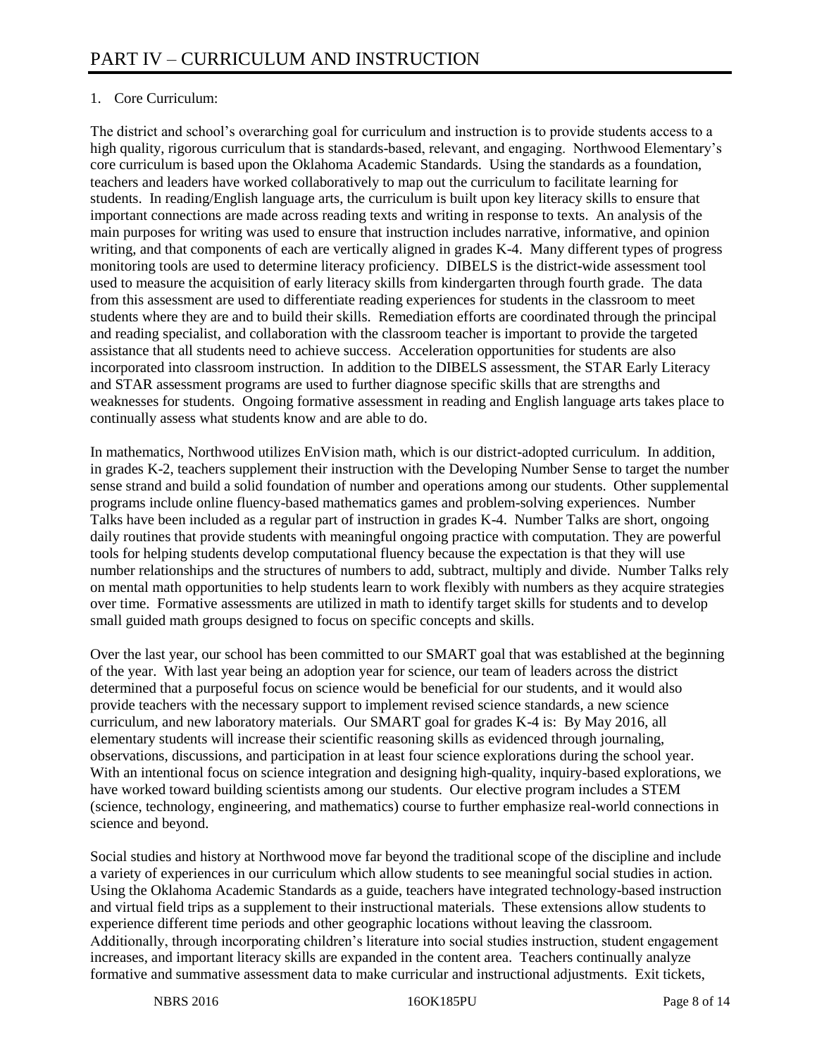# PART IV – CURRICULUM AND INSTRUCTION

1. Core Curriculum:

The district and school's overarching goal for curriculum and instruction is to provide students access to a high quality, rigorous curriculum that is standards-based, relevant, and engaging. Northwood Elementary's core curriculum is based upon the Oklahoma Academic Standards. Using the standards as a foundation, teachers and leaders have worked collaboratively to map out the curriculum to facilitate learning for students. In reading/English language arts, the curriculum is built upon key literacy skills to ensure that important connections are made across reading texts and writing in response to texts. An analysis of the main purposes for writing was used to ensure that instruction includes narrative, informative, and opinion writing, and that components of each are vertically aligned in grades K-4. Many different types of progress monitoring tools are used to determine literacy proficiency. DIBELS is the district-wide assessment tool used to measure the acquisition of early literacy skills from kindergarten through fourth grade. The data from this assessment are used to differentiate reading experiences for students in the classroom to meet students where they are and to build their skills. Remediation efforts are coordinated through the principal and reading specialist, and collaboration with the classroom teacher is important to provide the targeted assistance that all students need to achieve success. Acceleration opportunities for students are also incorporated into classroom instruction. In addition to the DIBELS assessment, the STAR Early Literacy and STAR assessment programs are used to further diagnose specific skills that are strengths and weaknesses for students. Ongoing formative assessment in reading and English language arts takes place to continually assess what students know and are able to do.

In mathematics, Northwood utilizes EnVision math, which is our district-adopted curriculum. In addition, in grades K-2, teachers supplement their instruction with the Developing Number Sense to target the number sense strand and build a solid foundation of number and operations among our students. Other supplemental programs include online fluency-based mathematics games and problem-solving experiences. Number Talks have been included as a regular part of instruction in grades K-4. Number Talks are short, ongoing daily routines that provide students with meaningful ongoing practice with computation. They are powerful tools for helping students develop computational fluency because the expectation is that they will use number relationships and the structures of numbers to add, subtract, multiply and divide. Number Talks rely on mental math opportunities to help students learn to work flexibly with numbers as they acquire strategies over time. Formative assessments are utilized in math to identify target skills for students and to develop small guided math groups designed to focus on specific concepts and skills.

Over the last year, our school has been committed to our SMART goal that was established at the beginning of the year. With last year being an adoption year for science, our team of leaders across the district determined that a purposeful focus on science would be beneficial for our students, and it would also provide teachers with the necessary support to implement revised science standards, a new science curriculum, and new laboratory materials. Our SMART goal for grades K-4 is: By May 2016, all elementary students will increase their scientific reasoning skills as evidenced through journaling, observations, discussions, and participation in at least four science explorations during the school year. With an intentional focus on science integration and designing high-quality, inquiry-based explorations, we have worked toward building scientists among our students. Our elective program includes a STEM (science, technology, engineering, and mathematics) course to further emphasize real-world connections in science and beyond.

Social studies and history at Northwood move far beyond the traditional scope of the discipline and include a variety of experiences in our curriculum which allow students to see meaningful social studies in action. Using the Oklahoma Academic Standards as a guide, teachers have integrated technology-based instruction and virtual field trips as a supplement to their instructional materials. These extensions allow students to experience different time periods and other geographic locations without leaving the classroom. Additionally, through incorporating children's literature into social studies instruction, student engagement increases, and important literacy skills are expanded in the content area. Teachers continually analyze formative and summative assessment data to make curricular and instructional adjustments. Exit tickets,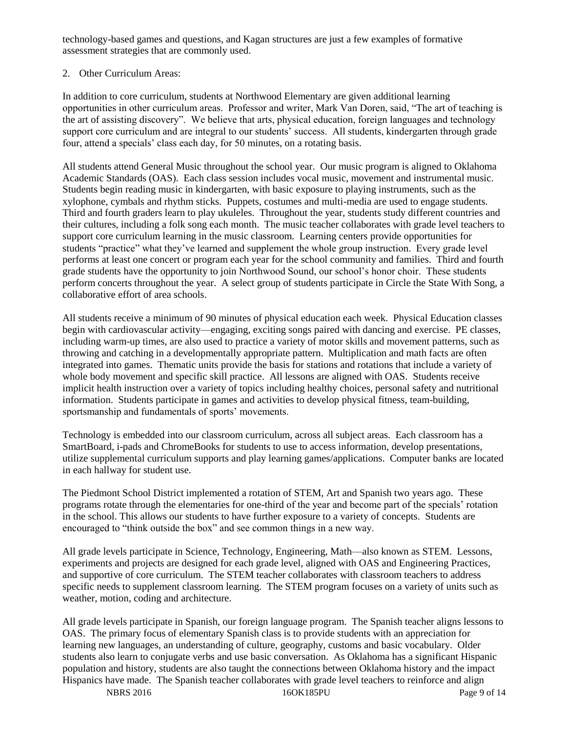technology-based games and questions, and Kagan structures are just a few examples of formative assessment strategies that are commonly used.

2. Other Curriculum Areas:

In addition to core curriculum, students at Northwood Elementary are given additional learning opportunities in other curriculum areas. Professor and writer, Mark Van Doren, said, "The art of teaching is the art of assisting discovery". We believe that arts, physical education, foreign languages and technology support core curriculum and are integral to our students' success. All students, kindergarten through grade four, attend a specials' class each day, for 50 minutes, on a rotating basis.

All students attend General Music throughout the school year. Our music program is aligned to Oklahoma Academic Standards (OAS). Each class session includes vocal music, movement and instrumental music. Students begin reading music in kindergarten, with basic exposure to playing instruments, such as the xylophone, cymbals and rhythm sticks. Puppets, costumes and multi-media are used to engage students. Third and fourth graders learn to play ukuleles. Throughout the year, students study different countries and their cultures, including a folk song each month. The music teacher collaborates with grade level teachers to support core curriculum learning in the music classroom. Learning centers provide opportunities for students "practice" what they've learned and supplement the whole group instruction. Every grade level performs at least one concert or program each year for the school community and families. Third and fourth grade students have the opportunity to join Northwood Sound, our school's honor choir. These students perform concerts throughout the year. A select group of students participate in Circle the State With Song, a collaborative effort of area schools.

All students receive a minimum of 90 minutes of physical education each week. Physical Education classes begin with cardiovascular activity—engaging, exciting songs paired with dancing and exercise. PE classes, including warm-up times, are also used to practice a variety of motor skills and movement patterns, such as throwing and catching in a developmentally appropriate pattern. Multiplication and math facts are often integrated into games. Thematic units provide the basis for stations and rotations that include a variety of whole body movement and specific skill practice. All lessons are aligned with OAS. Students receive implicit health instruction over a variety of topics including healthy choices, personal safety and nutritional information. Students participate in games and activities to develop physical fitness, team-building, sportsmanship and fundamentals of sports' movements.

Technology is embedded into our classroom curriculum, across all subject areas. Each classroom has a SmartBoard, i-pads and ChromeBooks for students to use to access information, develop presentations, utilize supplemental curriculum supports and play learning games/applications. Computer banks are located in each hallway for student use.

The Piedmont School District implemented a rotation of STEM, Art and Spanish two years ago. These programs rotate through the elementaries for one-third of the year and become part of the specials' rotation in the school. This allows our students to have further exposure to a variety of concepts. Students are encouraged to "think outside the box" and see common things in a new way.

All grade levels participate in Science, Technology, Engineering, Math—also known as STEM. Lessons, experiments and projects are designed for each grade level, aligned with OAS and Engineering Practices, and supportive of core curriculum. The STEM teacher collaborates with classroom teachers to address specific needs to supplement classroom learning. The STEM program focuses on a variety of units such as weather, motion, coding and architecture.

All grade levels participate in Spanish, our foreign language program. The Spanish teacher aligns lessons to OAS. The primary focus of elementary Spanish class is to provide students with an appreciation for learning new languages, an understanding of culture, geography, customs and basic vocabulary. Older students also learn to conjugate verbs and use basic conversation. As Oklahoma has a significant Hispanic population and history, students are also taught the connections between Oklahoma history and the impact Hispanics have made. The Spanish teacher collaborates with grade level teachers to reinforce and align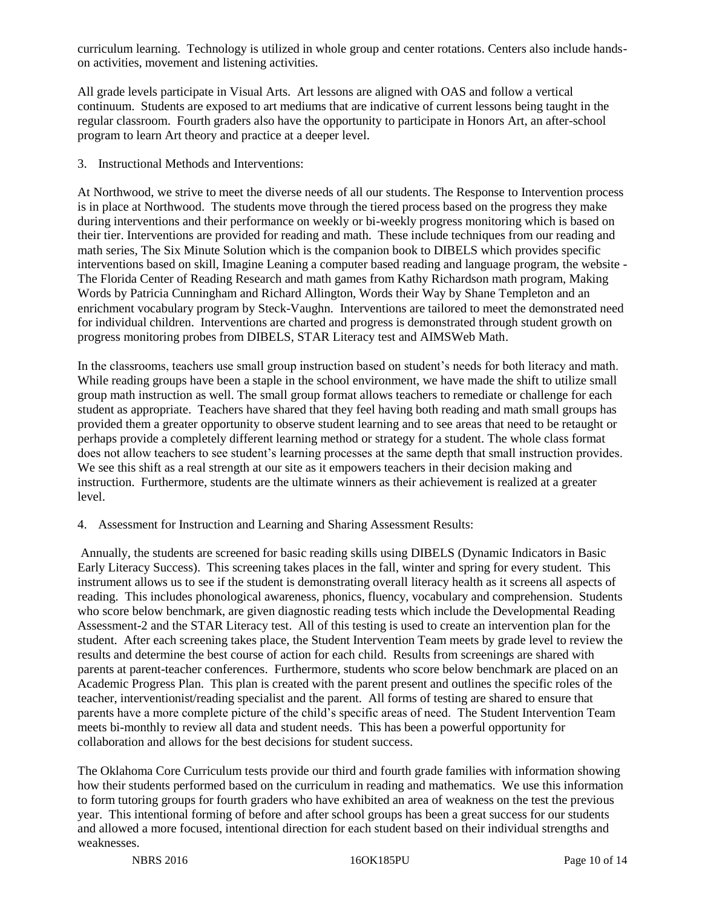curriculum learning. Technology is utilized in whole group and center rotations. Centers also include hands-on activities, movement and listening activities.

All grade levels participate in Visual Arts. Art lessons are aligned with OAS and follow a vertical continuum. Students are exposed to art mediums that are indicative of current lessons being taught in the regular classroom. Fourth graders also have the opportunity to participate in Honors Art, an after-school program to learn Art theory and practice at a deeper level.

3. Instructional Methods and Interventions:

At Northwood, we strive to meet the diverse needs of all our students. The Response to Intervention process is in place at Northwood. The students move through the tiered process based on the progress they make during interventions and their performance on weekly or bi-weekly progress monitoring which is based on their tier. Interventions are provided for reading and math. These include techniques from our reading and math series, The Six Minute Solution which is the companion book to DIBELS which provides specific interventions based on skill, Imagine Leaning a computer based reading and language program, the website - The Florida Center of Reading Research and math games from Kathy Richardson math program, Making Words by Patricia Cunningham and Richard Allington, Words their Way by Shane Templeton and an enrichment vocabulary program by Steck-Vaughn. Interventions are tailored to meet the demonstrated need for individual children. Interventions are charted and progress is demonstrated through student growth on progress monitoring probes from DIBELS, STAR Literacy test and AIMSWeb Math.

In the classrooms, teachers use small group instruction based on student's needs for both literacy and math. While reading groups have been a staple in the school environment, we have made the shift to utilize small group math instruction as well. The small group format allows teachers to remediate or challenge for each student as appropriate. Teachers have shared that they feel having both reading and math small groups has provided them a greater opportunity to observe student learning and to see areas that need to be retaught or perhaps provide a completely different learning method or strategy for a student. The whole class format does not allow teachers to see student's learning processes at the same depth that small instruction provides. We see this shift as a real strength at our site as it empowers teachers in their decision making and instruction. Furthermore, students are the ultimate winners as their achievement is realized at a greater level.

4. Assessment for Instruction and Learning and Sharing Assessment Results:

Annually, the students are screened for basic reading skills using DIBELS (Dynamic Indicators in Basic Early Literacy Success). This screening takes places in the fall, winter and spring for every student. This instrument allows us to see if the student is demonstrating overall literacy health as it screens all aspects of reading. This includes phonological awareness, phonics, fluency, vocabulary and comprehension. Students who score below benchmark, are given diagnostic reading tests which include the Developmental Reading Assessment-2 and the STAR Literacy test. All of this testing is used to create an intervention plan for the student. After each screening takes place, the Student Intervention Team meets by grade level to review the results and determine the best course of action for each child. Results from screenings are shared with parents at parent-teacher conferences. Furthermore, students who score below benchmark are placed on an Academic Progress Plan. This plan is created with the parent present and outlines the specific roles of the teacher, interventionist/reading specialist and the parent. All forms of testing are shared to ensure that parents have a more complete picture of the child's specific areas of need. The Student Intervention Team meets bi-monthly to review all data and student needs. This has been a powerful opportunity for collaboration and allows for the best decisions for student success.

The Oklahoma Core Curriculum tests provide our third and fourth grade families with information showing how their students performed based on the curriculum in reading and mathematics. We use this information to form tutoring groups for fourth graders who have exhibited an area of weakness on the test the previous year. This intentional forming of before and after school groups has been a great success for our students and allowed a more focused, intentional direction for each student based on their individual strengths and weaknesses.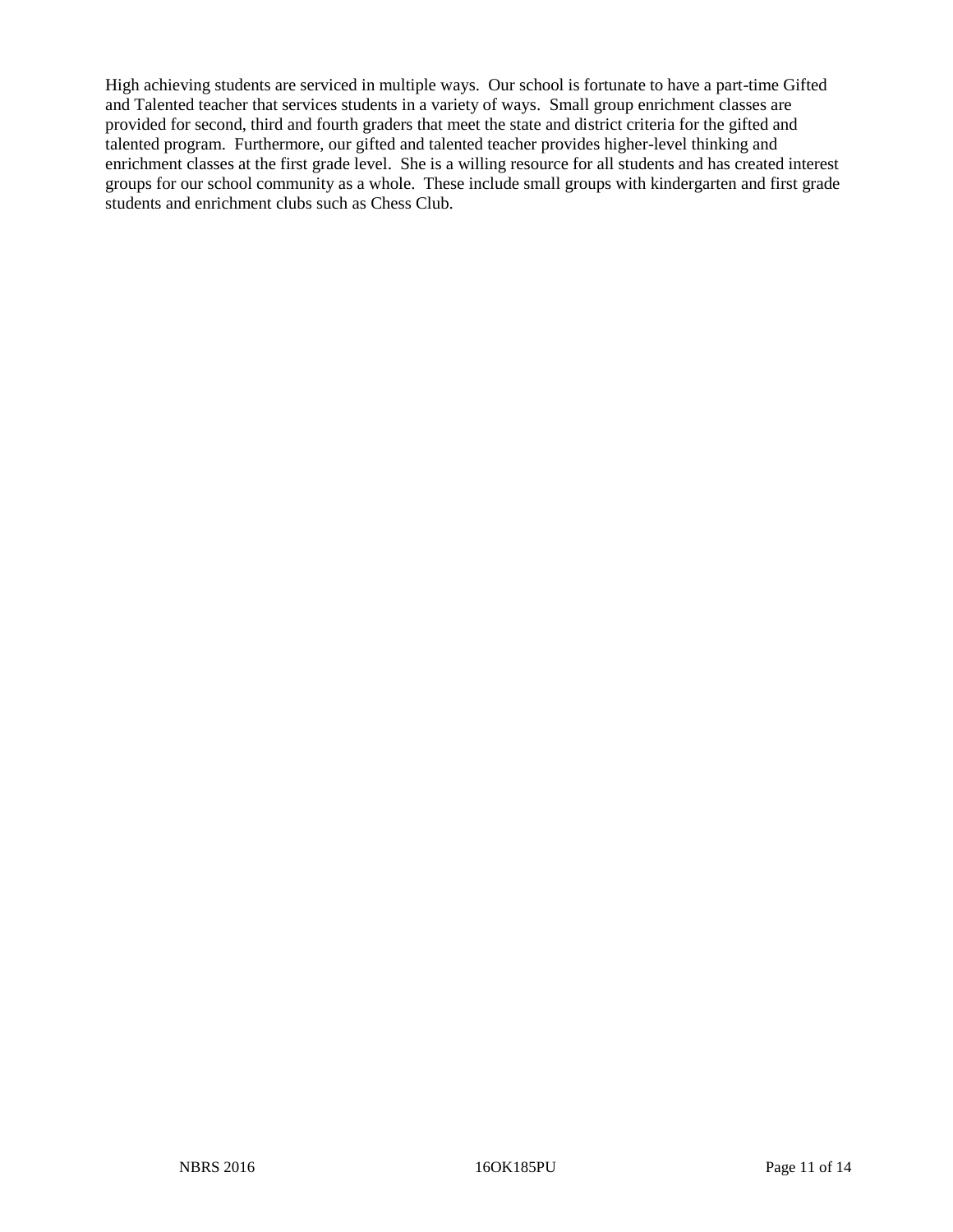High achieving students are serviced in multiple ways. Our school is fortunate to have a part-time Gifted and Talented teacher that services students in a variety of ways. Small group enrichment classes are provided for second, third and fourth graders that meet the state and district criteria for the gifted and talented program. Furthermore, our gifted and talented teacher provides higher-level thinking and enrichment classes at the first grade level. She is a willing resource for all students and has created interest groups for our school community as a whole. These include small groups with kindergarten and first grade students and enrichment clubs such as Chess Club.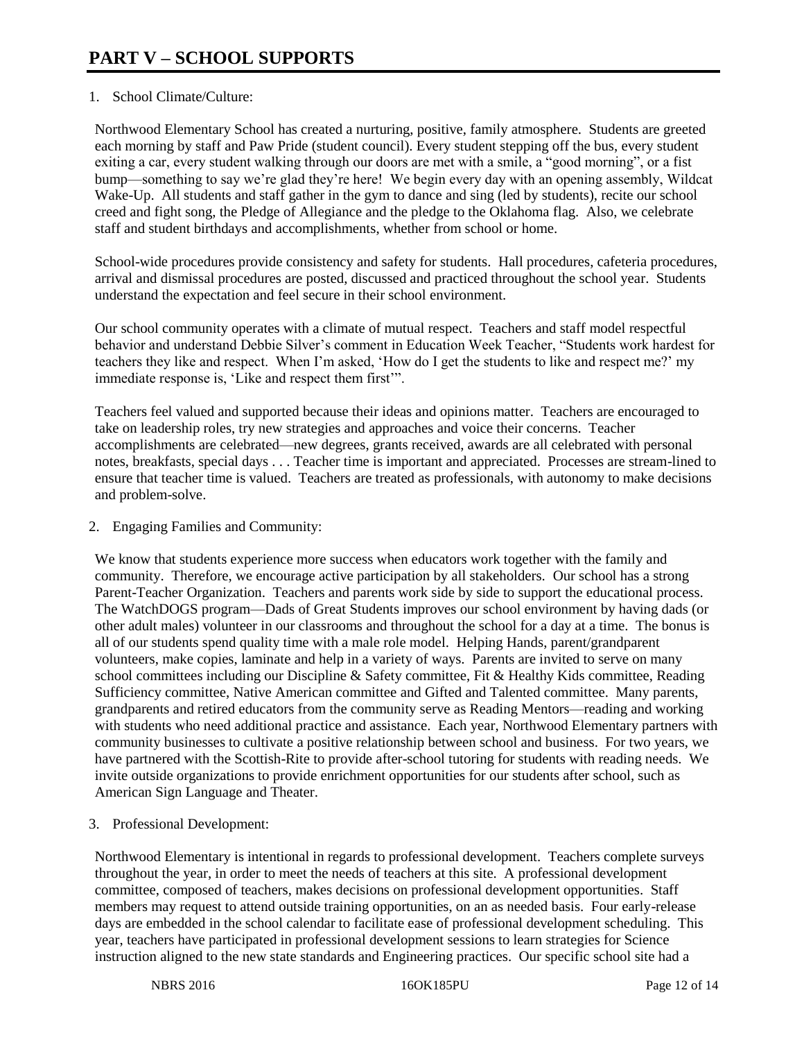# PART V – SCHOOL SUPPORTS

1. School Climate/Culture:

Northwood Elementary School has created a nurturing, positive, family atmosphere. Students are greeted each morning by staff and Paw Pride (student council). Every student stepping off the bus, every student exiting a car, every student walking through our doors are met with a smile, a "good morning", or a fist bump—something to say we're glad they're here! We begin every day with an opening assembly, Wildcat Wake-Up. All students and staff gather in the gym to dance and sing (led by students), recite our school creed and fight song, the Pledge of Allegiance and the pledge to the Oklahoma flag. Also, we celebrate staff and student birthdays and accomplishments, whether from school or home.

School-wide procedures provide consistency and safety for students. Hall procedures, cafeteria procedures, arrival and dismissal procedures are posted, discussed and practiced throughout the school year. Students understand the expectation and feel secure in their school environment.

Our school community operates with a climate of mutual respect. Teachers and staff model respectful behavior and understand Debbie Silver's comment in Education Week Teacher, "Students work hardest for teachers they like and respect. When I'm asked, 'How do I get the students to like and respect me?' my immediate response is, 'Like and respect them first'".

Teachers feel valued and supported because their ideas and opinions matter. Teachers are encouraged to take on leadership roles, try new strategies and approaches and voice their concerns. Teacher accomplishments are celebrated—new degrees, grants received, awards are all celebrated with personal notes, breakfasts, special days . . . Teacher time is important and appreciated. Processes are stream-lined to ensure that teacher time is valued. Teachers are treated as professionals, with autonomy to make decisions and problem-solve.

2. Engaging Families and Community:

We know that students experience more success when educators work together with the family and community. Therefore, we encourage active participation by all stakeholders. Our school has a strong Parent-Teacher Organization. Teachers and parents work side by side to support the educational process. The WatchDOGS program—Dads of Great Students improves our school environment by having dads (or other adult males) volunteer in our classrooms and throughout the school for a day at a time. The bonus is all of our students spend quality time with a male role model. Helping Hands, parent/grandparent volunteers, make copies, laminate and help in a variety of ways. Parents are invited to serve on many school committees including our Discipline & Safety committee, Fit & Healthy Kids committee, Reading Sufficiency committee, Native American committee and Gifted and Talented committee. Many parents, grandparents and retired educators from the community serve as Reading Mentors—reading and working with students who need additional practice and assistance. Each year, Northwood Elementary partners with community businesses to cultivate a positive relationship between school and business. For two years, we have partnered with the Scottish-Rite to provide after-school tutoring for students with reading needs. We invite outside organizations to provide enrichment opportunities for our students after school, such as American Sign Language and Theater.

3. Professional Development:

Northwood Elementary is intentional in regards to professional development. Teachers complete surveys throughout the year, in order to meet the needs of teachers at this site. A professional development committee, composed of teachers, makes decisions on professional development opportunities. Staff members may request to attend outside training opportunities, on an as needed basis. Four early-release days are embedded in the school calendar to facilitate ease of professional development scheduling. This year, teachers have participated in professional development sessions to learn strategies for Science instruction aligned to the new state standards and Engineering practices. Our specific school site had a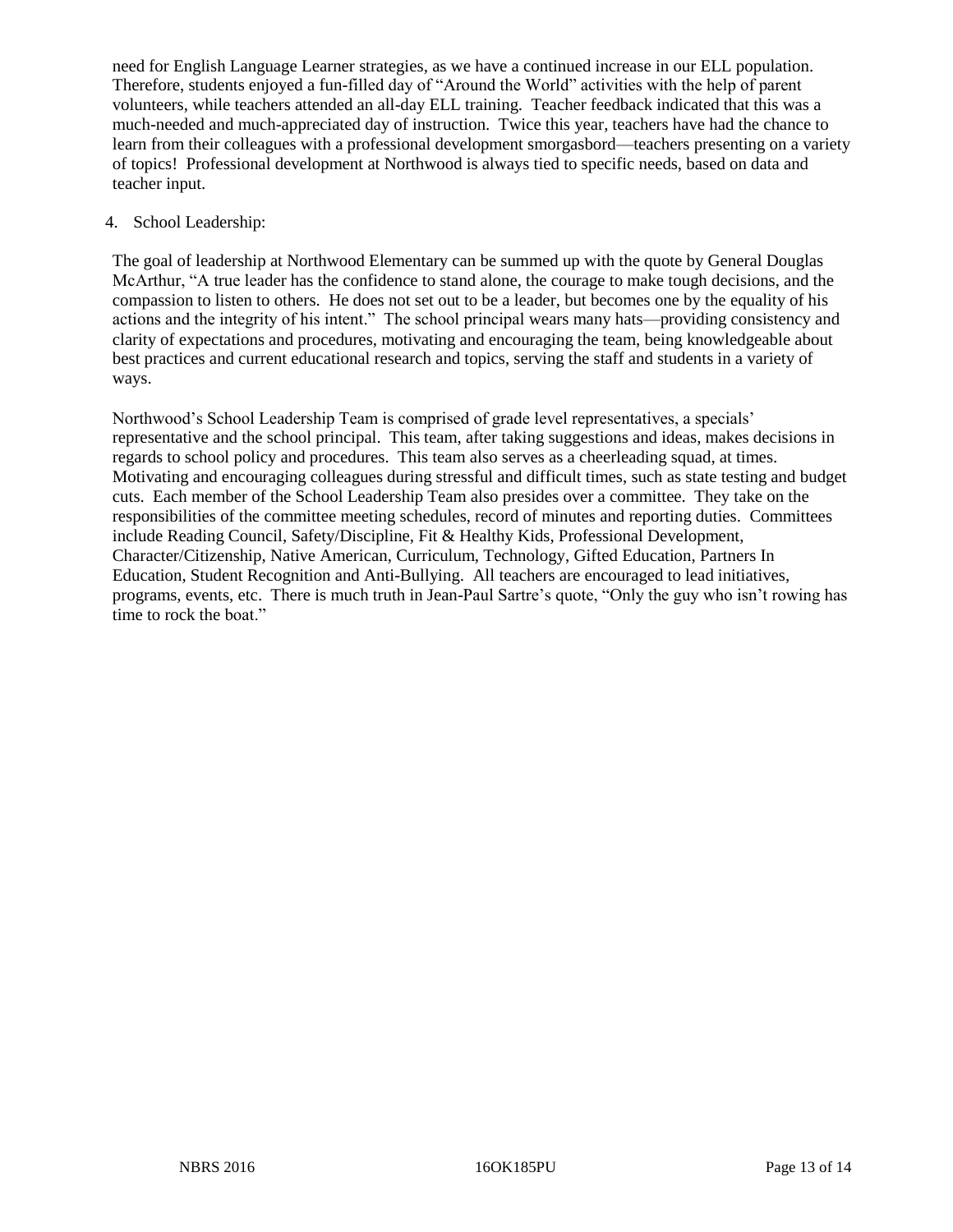need for English Language Learner strategies, as we have a continued increase in our ELL population. Therefore, students enjoyed a fun-filled day of "Around the World" activities with the help of parent volunteers, while teachers attended an all-day ELL training. Teacher feedback indicated that this was a much-needed and much-appreciated day of instruction. Twice this year, teachers have had the chance to learn from their colleagues with a professional development smorgasbord—teachers presenting on a variety of topics! Professional development at Northwood is always tied to specific needs, based on data and teacher input.

4. School Leadership:

The goal of leadership at Northwood Elementary can be summed up with the quote by General Douglas McArthur, "A true leader has the confidence to stand alone, the courage to make tough decisions, and the compassion to listen to others. He does not set out to be a leader, but becomes one by the equality of his actions and the integrity of his intent." The school principal wears many hats—providing consistency and clarity of expectations and procedures, motivating and encouraging the team, being knowledgeable about best practices and current educational research and topics, serving the staff and students in a variety of ways.

Northwood's School Leadership Team is comprised of grade level representatives, a specials' representative and the school principal. This team, after taking suggestions and ideas, makes decisions in regards to school policy and procedures. This team also serves as a cheerleading squad, at times. Motivating and encouraging colleagues during stressful and difficult times, such as state testing and budget cuts. Each member of the School Leadership Team also presides over a committee. They take on the responsibilities of the committee meeting schedules, record of minutes and reporting duties. Committees include Reading Council, Safety/Discipline, Fit & Healthy Kids, Professional Development, Character/Citizenship, Native American, Curriculum, Technology, Gifted Education, Partners In Education, Student Recognition and Anti-Bullying. All teachers are encouraged to lead initiatives, programs, events, etc. There is much truth in Jean-Paul Sartre's quote, "Only the guy who isn't rowing has time to rock the boat."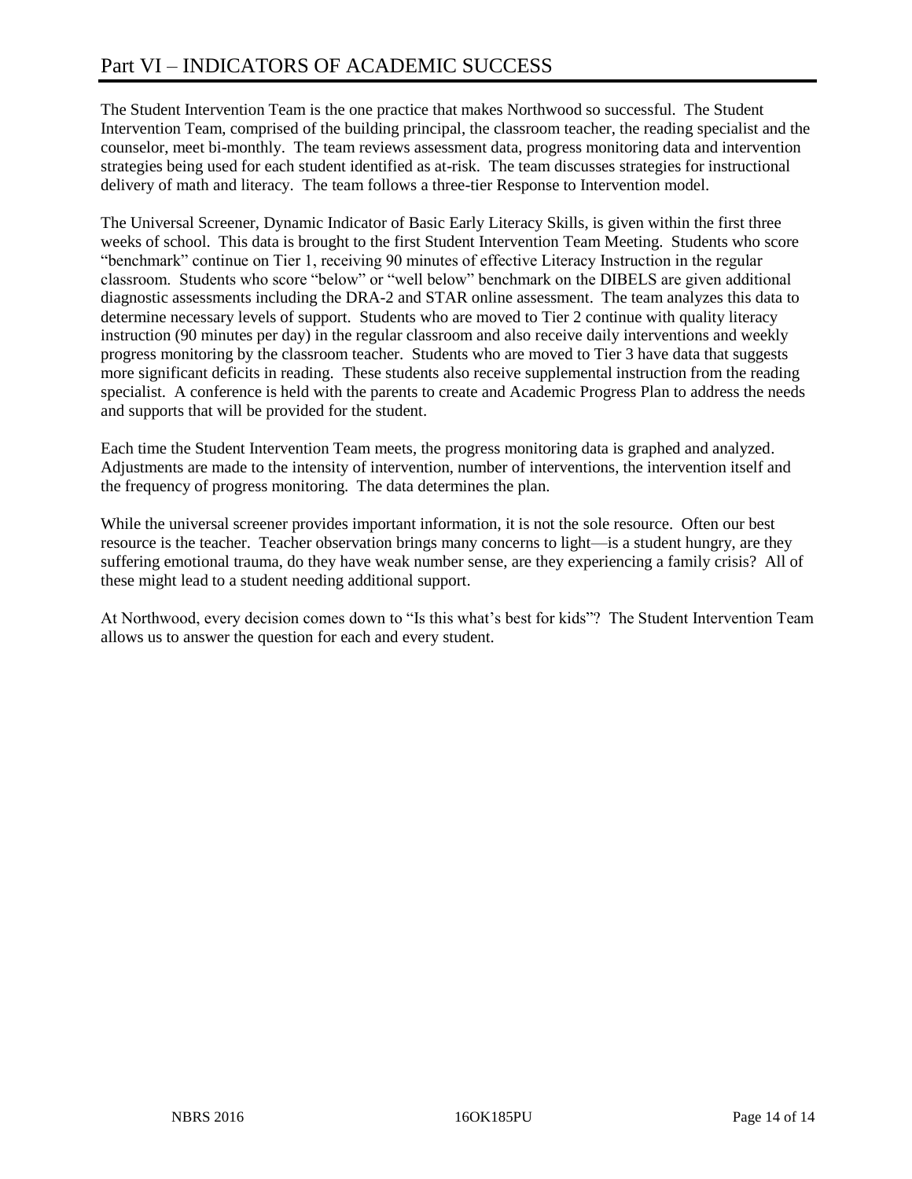# Part VI – INDICATORS OF ACADEMIC SUCCESS

The Student Intervention Team is the one practice that makes Northwood so successful. The Student Intervention Team, comprised of the building principal, the classroom teacher, the reading specialist and the counselor, meet bi-monthly. The team reviews assessment data, progress monitoring data and intervention strategies being used for each student identified as at-risk. The team discusses strategies for instructional delivery of math and literacy. The team follows a three-tier Response to Intervention model.

The Universal Screener, Dynamic Indicator of Basic Early Literacy Skills, is given within the first three weeks of school. This data is brought to the first Student Intervention Team Meeting. Students who score "benchmark" continue on Tier 1, receiving 90 minutes of effective Literacy Instruction in the regular classroom. Students who score "below" or "well below" benchmark on the DIBELS are given additional diagnostic assessments including the DRA-2 and STAR online assessment. The team analyzes this data to determine necessary levels of support. Students who are moved to Tier 2 continue with quality literacy instruction (90 minutes per day) in the regular classroom and also receive daily interventions and weekly progress monitoring by the classroom teacher. Students who are moved to Tier 3 have data that suggests more significant deficits in reading. These students also receive supplemental instruction from the reading specialist. A conference is held with the parents to create and Academic Progress Plan to address the needs and supports that will be provided for the student.

Each time the Student Intervention Team meets, the progress monitoring data is graphed and analyzed. Adjustments are made to the intensity of intervention, number of interventions, the intervention itself and the frequency of progress monitoring. The data determines the plan.

While the universal screener provides important information, it is not the sole resource. Often our best resource is the teacher. Teacher observation brings many concerns to light—is a student hungry, are they suffering emotional trauma, do they have weak number sense, are they experiencing a family crisis? All of these might lead to a student needing additional support.

At Northwood, every decision comes down to "Is this what's best for kids"? The Student Intervention Team allows us to answer the question for each and every student.